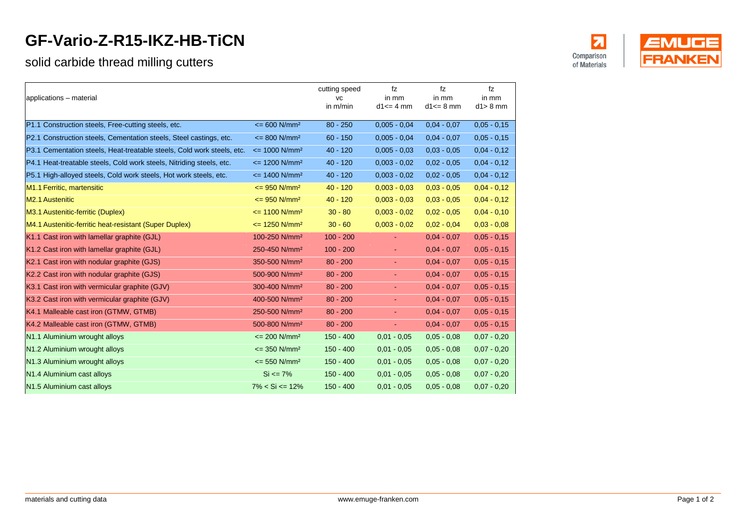# GF-Vario-Z-R15-IKZ-HB-TiCN

## solid carbide thread milling cutters

Comparison of Materials

EMUGE FRANKEN

| applications – material | | cutting speed vc in m/min | fz in mm d1<= 4 mm | fz in mm d1<= 8 mm | fz in mm d1> 8 mm |
|---|---|---|---|---|---|
| P1.1 Construction steels, Free-cutting steels, etc. | <= 600 N/mm² | 80 - 250 | 0,005 - 0,04 | 0,04 - 0,07 | 0,05 - 0,15 |
| P2.1 Construction steels, Cementation steels, Steel castings, etc. | <= 800 N/mm² | 60 - 150 | 0,005 - 0,04 | 0,04 - 0,07 | 0,05 - 0,15 |
| P3.1 Cementation steels, Heat-treatable steels, Cold work steels, etc. | <= 1000 N/mm² | 40 - 120 | 0,005 - 0,03 | 0,03 - 0,05 | 0,04 - 0,12 |
| P4.1 Heat-treatable steels, Cold work steels, Nitriding steels, etc. | <= 1200 N/mm² | 40 - 120 | 0,003 - 0,02 | 0,02 - 0,05 | 0,04 - 0,12 |
| P5.1 High-alloyed steels, Cold work steels, Hot work steels, etc. | <= 1400 N/mm² | 40 - 120 | 0,003 - 0,02 | 0,02 - 0,05 | 0,04 - 0,12 |
| M1.1 Ferritic, martensitic | <= 950 N/mm² | 40 - 120 | 0,003 - 0,03 | 0,03 - 0,05 | 0,04 - 0,12 |
| M2.1 Austenitic | <= 950 N/mm² | 40 - 120 | 0,003 - 0,03 | 0,03 - 0,05 | 0,04 - 0,12 |
| M3.1 Austenitic-ferritic (Duplex) | <= 1100 N/mm² | 30 - 80 | 0,003 - 0,02 | 0,02 - 0,05 | 0,04 - 0,10 |
| M4.1 Austenitic-ferritic heat-resistant (Super Duplex) | <= 1250 N/mm² | 30 - 60 | 0,003 - 0,02 | 0,02 - 0,04 | 0,03 - 0,08 |
| K1.1 Cast iron with lamellar graphite (GJL) | 100-250 N/mm² | 100 - 200 | - | 0,04 - 0,07 | 0,05 - 0,15 |
| K1.2 Cast iron with lamellar graphite (GJL) | 250-450 N/mm² | 100 - 200 | - | 0,04 - 0,07 | 0,05 - 0,15 |
| K2.1 Cast iron with nodular graphite (GJS) | 350-500 N/mm² | 80 - 200 | - | 0,04 - 0,07 | 0,05 - 0,15 |
| K2.2 Cast iron with nodular graphite (GJS) | 500-900 N/mm² | 80 - 200 | - | 0,04 - 0,07 | 0,05 - 0,15 |
| K3.1 Cast iron with vermicular graphite (GJV) | 300-400 N/mm² | 80 - 200 | - | 0,04 - 0,07 | 0,05 - 0,15 |
| K3.2 Cast iron with vermicular graphite (GJV) | 400-500 N/mm² | 80 - 200 | - | 0,04 - 0,07 | 0,05 - 0,15 |
| K4.1 Malleable cast iron (GTMW, GTMB) | 250-500 N/mm² | 80 - 200 | - | 0,04 - 0,07 | 0,05 - 0,15 |
| K4.2 Malleable cast iron (GTMW, GTMB) | 500-800 N/mm² | 80 - 200 | - | 0,04 - 0,07 | 0,05 - 0,15 |
| N1.1 Aluminium wrought alloys | <= 200 N/mm² | 150 - 400 | 0,01 - 0,05 | 0,05 - 0,08 | 0,07 - 0,20 |
| N1.2 Aluminium wrought alloys | <= 350 N/mm² | 150 - 400 | 0,01 - 0,05 | 0,05 - 0,08 | 0,07 - 0,20 |
| N1.3 Aluminium wrought alloys | <= 550 N/mm² | 150 - 400 | 0,01 - 0,05 | 0,05 - 0,08 | 0,07 - 0,20 |
| N1.4 Aluminium cast alloys | Si <= 7% | 150 - 400 | 0,01 - 0,05 | 0,05 - 0,08 | 0,07 - 0,20 |
| N1.5 Aluminium cast alloys | 7% < Si <= 12% | 150 - 400 | 0,01 - 0,05 | 0,05 - 0,08 | 0,07 - 0,20 |

materials and cutting data

www.emuge-franken.com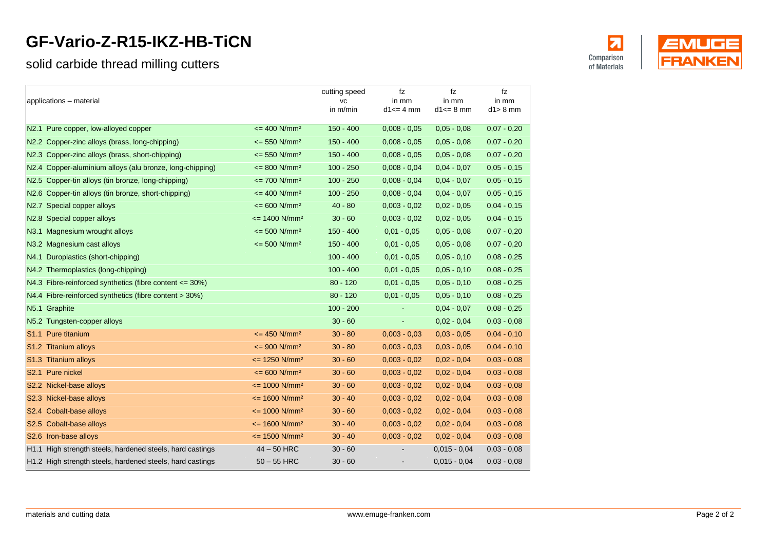# GF-Vario-Z-R15-IKZ-HB-TiCN

## solid carbide thread milling cutters

Comparison of Materials

EMUGE FRANKEN

| applications – material | | cutting speed vc in m/min | fz in mm d1<= 4 mm | fz in mm d1<= 8 mm | fz in mm d1> 8 mm |
|---|---|---|---|---|---|
| N2.1 Pure copper, low-alloyed copper | <= 400 N/mm² | 150 - 400 | 0,008 - 0,05 | 0,05 - 0,08 | 0,07 - 0,20 |
| N2.2 Copper-zinc alloys (brass, long-chipping) | <= 550 N/mm² | 150 - 400 | 0,008 - 0,05 | 0,05 - 0,08 | 0,07 - 0,20 |
| N2.3 Copper-zinc alloys (brass, short-chipping) | <= 550 N/mm² | 150 - 400 | 0,008 - 0,05 | 0,05 - 0,08 | 0,07 - 0,20 |
| N2.4 Copper-aluminium alloys (alu bronze, long-chipping) | <= 800 N/mm² | 100 - 250 | 0,008 - 0,04 | 0,04 - 0,07 | 0,05 - 0,15 |
| N2.5 Copper-tin alloys (tin bronze, long-chipping) | <= 700 N/mm² | 100 - 250 | 0,008 - 0,04 | 0,04 - 0,07 | 0,05 - 0,15 |
| N2.6 Copper-tin alloys (tin bronze, short-chipping) | <= 400 N/mm² | 100 - 250 | 0,008 - 0,04 | 0,04 - 0,07 | 0,05 - 0,15 |
| N2.7 Special copper alloys | <= 600 N/mm² | 40 - 80 | 0,003 - 0,02 | 0,02 - 0,05 | 0,04 - 0,15 |
| N2.8 Special copper alloys | <= 1400 N/mm² | 30 - 60 | 0,003 - 0,02 | 0,02 - 0,05 | 0,04 - 0,15 |
| N3.1 Magnesium wrought alloys | <= 500 N/mm² | 150 - 400 | 0,01 - 0,05 | 0,05 - 0,08 | 0,07 - 0,20 |
| N3.2 Magnesium cast alloys | <= 500 N/mm² | 150 - 400 | 0,01 - 0,05 | 0,05 - 0,08 | 0,07 - 0,20 |
| N4.1 Duroplastics (short-chipping) | | 100 - 400 | 0,01 - 0,05 | 0,05 - 0,10 | 0,08 - 0,25 |
| N4.2 Thermoplastics (long-chipping) | | 100 - 400 | 0,01 - 0,05 | 0,05 - 0,10 | 0,08 - 0,25 |
| N4.3 Fibre-reinforced synthetics (fibre content <= 30%) | | 80 - 120 | 0,01 - 0,05 | 0,05 - 0,10 | 0,08 - 0,25 |
| N4.4 Fibre-reinforced synthetics (fibre content > 30%) | | 80 - 120 | 0,01 - 0,05 | 0,05 - 0,10 | 0,08 - 0,25 |
| N5.1 Graphite | | 100 - 200 | - | 0,04 - 0,07 | 0,08 - 0,25 |
| N5.2 Tungsten-copper alloys | | 30 - 60 | - | 0,02 - 0,04 | 0,03 - 0,08 |
| S1.1 Pure titanium | <= 450 N/mm² | 30 - 80 | 0,003 - 0,03 | 0,03 - 0,05 | 0,04 - 0,10 |
| S1.2 Titanium alloys | <= 900 N/mm² | 30 - 80 | 0,003 - 0,03 | 0,03 - 0,05 | 0,04 - 0,10 |
| S1.3 Titanium alloys | <= 1250 N/mm² | 30 - 60 | 0,003 - 0,02 | 0,02 - 0,04 | 0,03 - 0,08 |
| S2.1 Pure nickel | <= 600 N/mm² | 30 - 60 | 0,003 - 0,02 | 0,02 - 0,04 | 0,03 - 0,08 |
| S2.2 Nickel-base alloys | <= 1000 N/mm² | 30 - 60 | 0,003 - 0,02 | 0,02 - 0,04 | 0,03 - 0,08 |
| S2.3 Nickel-base alloys | <= 1600 N/mm² | 30 - 40 | 0,003 - 0,02 | 0,02 - 0,04 | 0,03 - 0,08 |
| S2.4 Cobalt-base alloys | <= 1000 N/mm² | 30 - 60 | 0,003 - 0,02 | 0,02 - 0,04 | 0,03 - 0,08 |
| S2.5 Cobalt-base alloys | <= 1600 N/mm² | 30 - 40 | 0,003 - 0,02 | 0,02 - 0,04 | 0,03 - 0,08 |
| S2.6 Iron-base alloys | <= 1500 N/mm² | 30 - 40 | 0,003 - 0,02 | 0,02 - 0,04 | 0,03 - 0,08 |
| H1.1 High strength steels, hardened steels, hard castings | 44 – 50 HRC | 30 - 60 | - | 0,015 - 0,04 | 0,03 - 0,08 |
| H1.2 High strength steels, hardened steels, hard castings | 50 – 55 HRC | 30 - 60 | - | 0,015 - 0,04 | 0,03 - 0,08 |

materials and cutting data

www.emuge-franken.com